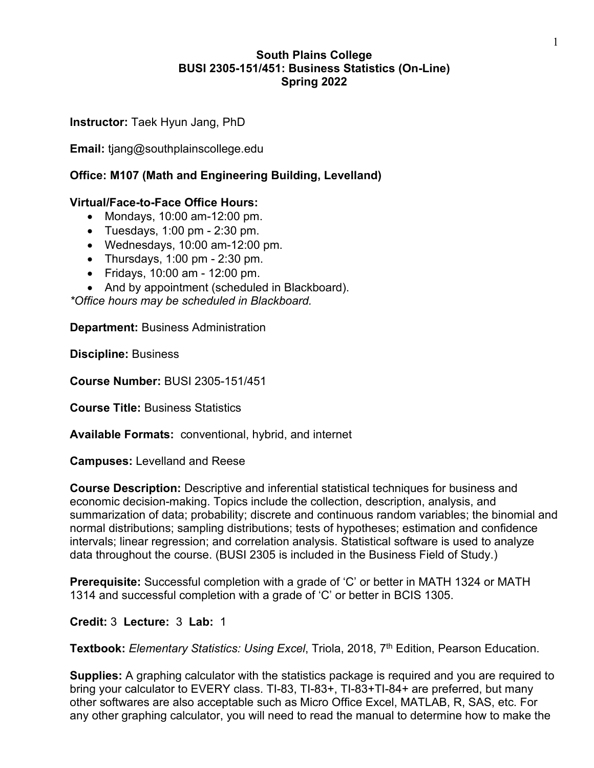**South Plains College**
**BUSI 2305-151/451: Business Statistics (On-Line)**
**Spring 2022**

**Instructor:** Taek Hyun Jang, PhD

**Email:** tjang@southplainscollege.edu

**Office: M107 (Math and Engineering Building, Levelland)**

**Virtual/Face-to-Face Office Hours:**

- Mondays, 10:00 am-12:00 pm.
- Tuesdays, 1:00 pm - 2:30 pm.
- Wednesdays, 10:00 am-12:00 pm.
- Thursdays, 1:00 pm - 2:30 pm.
- Fridays, 10:00 am - 12:00 pm.
- And by appointment (scheduled in Blackboard).

*\*Office hours may be scheduled in Blackboard.*

**Department:** Business Administration

**Discipline:** Business

**Course Number:** BUSI 2305-151/451

**Course Title:** Business Statistics

**Available Formats:** conventional, hybrid, and internet

**Campuses:** Levelland and Reese

**Course Description:** Descriptive and inferential statistical techniques for business and economic decision-making. Topics include the collection, description, analysis, and summarization of data; probability; discrete and continuous random variables; the binomial and normal distributions; sampling distributions; tests of hypotheses; estimation and confidence intervals; linear regression; and correlation analysis. Statistical software is used to analyze data throughout the course. (BUSI 2305 is included in the Business Field of Study.)

**Prerequisite:** Successful completion with a grade of 'C' or better in MATH 1324 or MATH 1314 and successful completion with a grade of 'C' or better in BCIS 1305.

**Credit:** 3 **Lecture:** 3 **Lab:** 1

**Textbook:** *Elementary Statistics: Using Excel*, Triola, 2018, 7th Edition, Pearson Education.

**Supplies:** A graphing calculator with the statistics package is required and you are required to bring your calculator to EVERY class. TI-83, TI-83+, TI-83+TI-84+ are preferred, but many other softwares are also acceptable such as Micro Office Excel, MATLAB, R, SAS, etc. For any other graphing calculator, you will need to read the manual to determine how to make the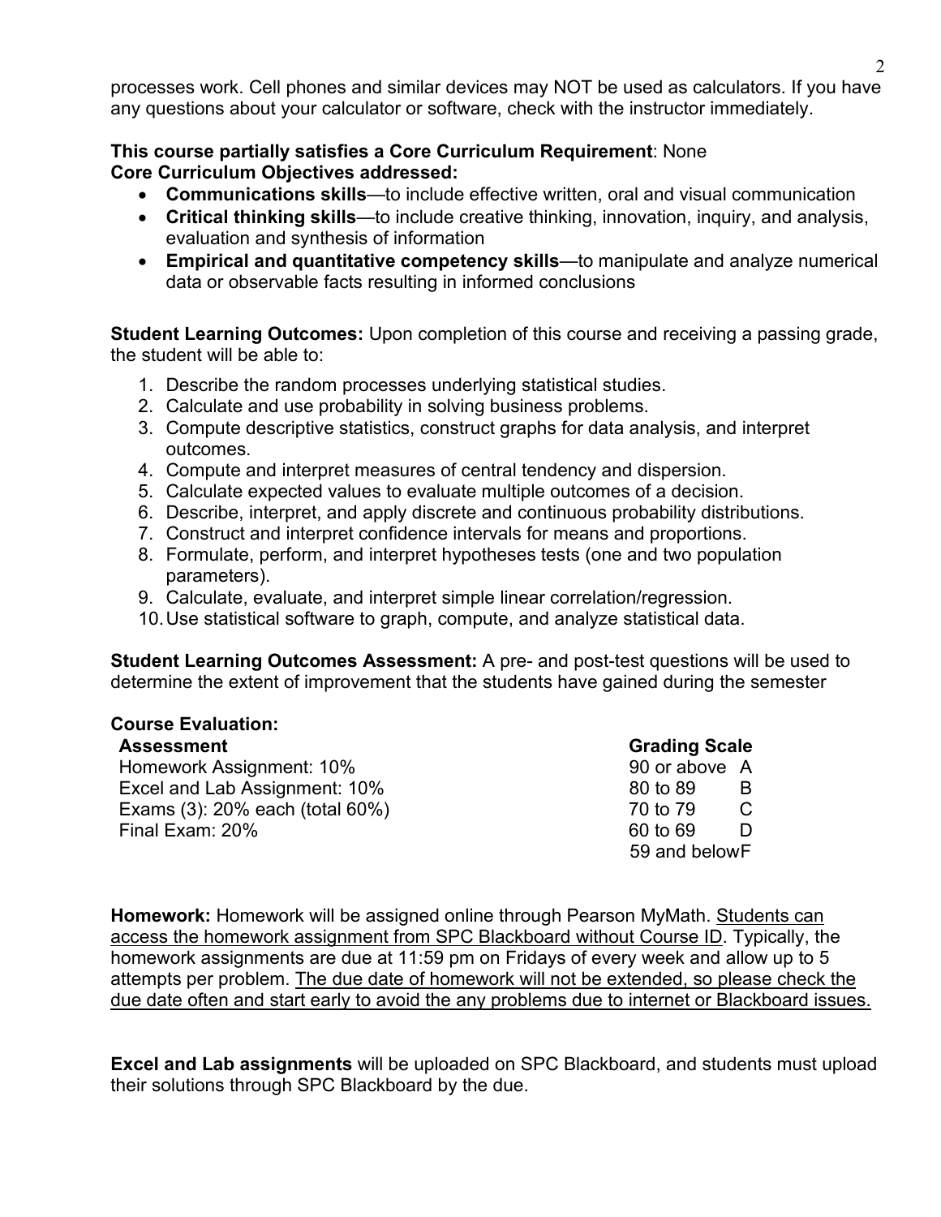processes work. Cell phones and similar devices may NOT be used as calculators. If you have any questions about your calculator or software, check with the instructor immediately.

**This course partially satisfies a Core Curriculum Requirement**: None
**Core Curriculum Objectives addressed:**

- **Communications skills**—to include effective written, oral and visual communication
- **Critical thinking skills**—to include creative thinking, innovation, inquiry, and analysis, evaluation and synthesis of information
- **Empirical and quantitative competency skills**—to manipulate and analyze numerical data or observable facts resulting in informed conclusions

**Student Learning Outcomes:** Upon completion of this course and receiving a passing grade, the student will be able to:

1. Describe the random processes underlying statistical studies.
2. Calculate and use probability in solving business problems.
3. Compute descriptive statistics, construct graphs for data analysis, and interpret outcomes.
4. Compute and interpret measures of central tendency and dispersion.
5. Calculate expected values to evaluate multiple outcomes of a decision.
6. Describe, interpret, and apply discrete and continuous probability distributions.
7. Construct and interpret confidence intervals for means and proportions.
8. Formulate, perform, and interpret hypotheses tests (one and two population parameters).
9. Calculate, evaluate, and interpret simple linear correlation/regression.
10. Use statistical software to graph, compute, and analyze statistical data.

**Student Learning Outcomes Assessment:** A pre- and post-test questions will be used to determine the extent of improvement that the students have gained during the semester

**Course Evaluation:**

| Assessment | Grading Scale | |
|---|---|---|
| Homework Assignment: 10% | 90 or above | A |
| Excel and Lab Assignment: 10% | 80 to 89 | B |
| Exams (3): 20% each (total 60%) | 70 to 79 | C |
| Final Exam: 20% | 60 to 69 | D |
| | 59 and below | F |

**Homework:** Homework will be assigned online through Pearson MyMath. Students can access the homework assignment from SPC Blackboard without Course ID. Typically, the homework assignments are due at 11:59 pm on Fridays of every week and allow up to 5 attempts per problem. The due date of homework will not be extended, so please check the due date often and start early to avoid the any problems due to internet or Blackboard issues.

**Excel and Lab assignments** will be uploaded on SPC Blackboard, and students must upload their solutions through SPC Blackboard by the due.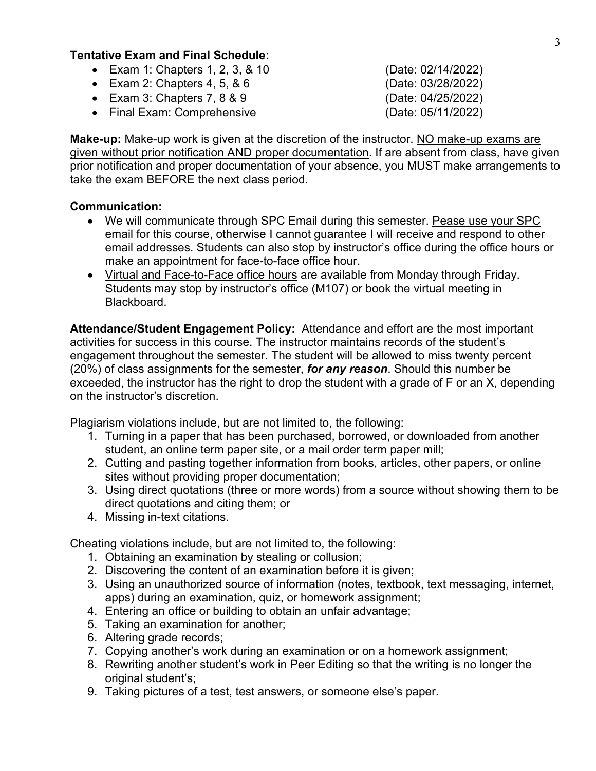**Tentative Exam and Final Schedule:**

- Exam 1: Chapters 1, 2, 3, & 10 (Date: 02/14/2022)
- Exam 2: Chapters 4, 5, & 6 (Date: 03/28/2022)
- Exam 3: Chapters 7, 8 & 9 (Date: 04/25/2022)
- Final Exam: Comprehensive (Date: 05/11/2022)

**Make-up:** Make-up work is given at the discretion of the instructor. <u>NO make-up exams are given without prior notification AND proper documentation</u>. If are absent from class, have given prior notification and proper documentation of your absence, you MUST make arrangements to take the exam BEFORE the next class period.

**Communication:**

- We will communicate through SPC Email during this semester. <u>Pease use your SPC email for this course</u>, otherwise I cannot guarantee I will receive and respond to other email addresses. Students can also stop by instructor's office during the office hours or make an appointment for face-to-face office hour.
- <u>Virtual and Face-to-Face office hours</u> are available from Monday through Friday. Students may stop by instructor's office (M107) or book the virtual meeting in Blackboard.

**Attendance/Student Engagement Policy:** Attendance and effort are the most important activities for success in this course. The instructor maintains records of the student's engagement throughout the semester. The student will be allowed to miss twenty percent (20%) of class assignments for the semester, ***for any reason***. Should this number be exceeded, the instructor has the right to drop the student with a grade of F or an X, depending on the instructor's discretion.

Plagiarism violations include, but are not limited to, the following:

1. Turning in a paper that has been purchased, borrowed, or downloaded from another student, an online term paper site, or a mail order term paper mill;
2. Cutting and pasting together information from books, articles, other papers, or online sites without providing proper documentation;
3. Using direct quotations (three or more words) from a source without showing them to be direct quotations and citing them; or
4. Missing in-text citations.

Cheating violations include, but are not limited to, the following:

1. Obtaining an examination by stealing or collusion;
2. Discovering the content of an examination before it is given;
3. Using an unauthorized source of information (notes, textbook, text messaging, internet, apps) during an examination, quiz, or homework assignment;
4. Entering an office or building to obtain an unfair advantage;
5. Taking an examination for another;
6. Altering grade records;
7. Copying another's work during an examination or on a homework assignment;
8. Rewriting another student's work in Peer Editing so that the writing is no longer the original student's;
9. Taking pictures of a test, test answers, or someone else's paper.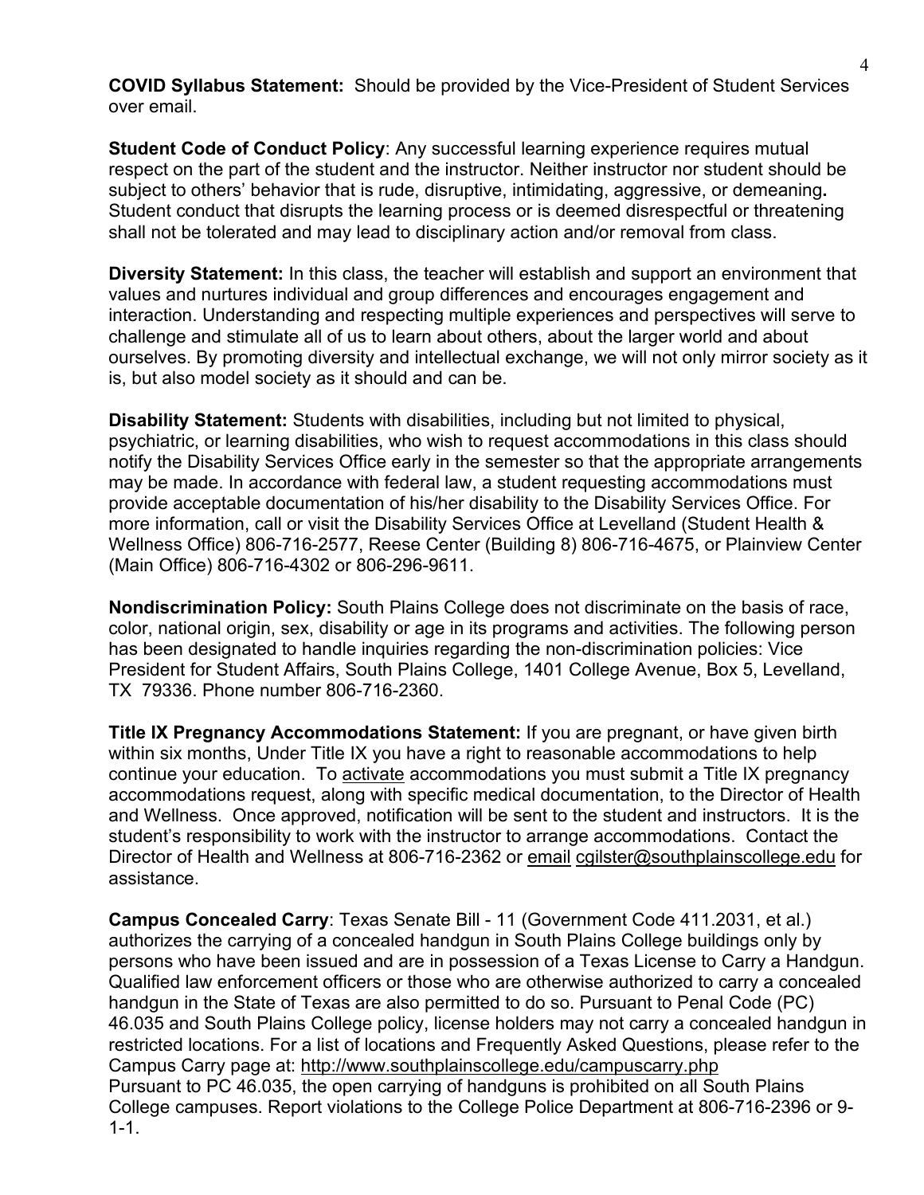**COVID Syllabus Statement:** Should be provided by the Vice-President of Student Services over email.

**Student Code of Conduct Policy**: Any successful learning experience requires mutual respect on the part of the student and the instructor. Neither instructor nor student should be subject to others' behavior that is rude, disruptive, intimidating, aggressive, or demeaning**.** Student conduct that disrupts the learning process or is deemed disrespectful or threatening shall not be tolerated and may lead to disciplinary action and/or removal from class.

**Diversity Statement:** In this class, the teacher will establish and support an environment that values and nurtures individual and group differences and encourages engagement and interaction. Understanding and respecting multiple experiences and perspectives will serve to challenge and stimulate all of us to learn about others, about the larger world and about ourselves. By promoting diversity and intellectual exchange, we will not only mirror society as it is, but also model society as it should and can be.

**Disability Statement:** Students with disabilities, including but not limited to physical, psychiatric, or learning disabilities, who wish to request accommodations in this class should notify the Disability Services Office early in the semester so that the appropriate arrangements may be made. In accordance with federal law, a student requesting accommodations must provide acceptable documentation of his/her disability to the Disability Services Office. For more information, call or visit the Disability Services Office at Levelland (Student Health & Wellness Office) 806-716-2577, Reese Center (Building 8) 806-716-4675, or Plainview Center (Main Office) 806-716-4302 or 806-296-9611.

**Nondiscrimination Policy:** South Plains College does not discriminate on the basis of race, color, national origin, sex, disability or age in its programs and activities. The following person has been designated to handle inquiries regarding the non-discrimination policies: Vice President for Student Affairs, South Plains College, 1401 College Avenue, Box 5, Levelland, TX 79336. Phone number 806-716-2360.

**Title IX Pregnancy Accommodations Statement:** If you are pregnant, or have given birth within six months, Under Title IX you have a right to reasonable accommodations to help continue your education. To activate accommodations you must submit a Title IX pregnancy accommodations request, along with specific medical documentation, to the Director of Health and Wellness. Once approved, notification will be sent to the student and instructors. It is the student's responsibility to work with the instructor to arrange accommodations. Contact the Director of Health and Wellness at 806-716-2362 or email cgilster@southplainscollege.edu for assistance.

**Campus Concealed Carry**: Texas Senate Bill - 11 (Government Code 411.2031, et al.) authorizes the carrying of a concealed handgun in South Plains College buildings only by persons who have been issued and are in possession of a Texas License to Carry a Handgun. Qualified law enforcement officers or those who are otherwise authorized to carry a concealed handgun in the State of Texas are also permitted to do so. Pursuant to Penal Code (PC) 46.035 and South Plains College policy, license holders may not carry a concealed handgun in restricted locations. For a list of locations and Frequently Asked Questions, please refer to the Campus Carry page at: http://www.southplainscollege.edu/campuscarry.php
Pursuant to PC 46.035, the open carrying of handguns is prohibited on all South Plains College campuses. Report violations to the College Police Department at 806-716-2396 or 9-1-1.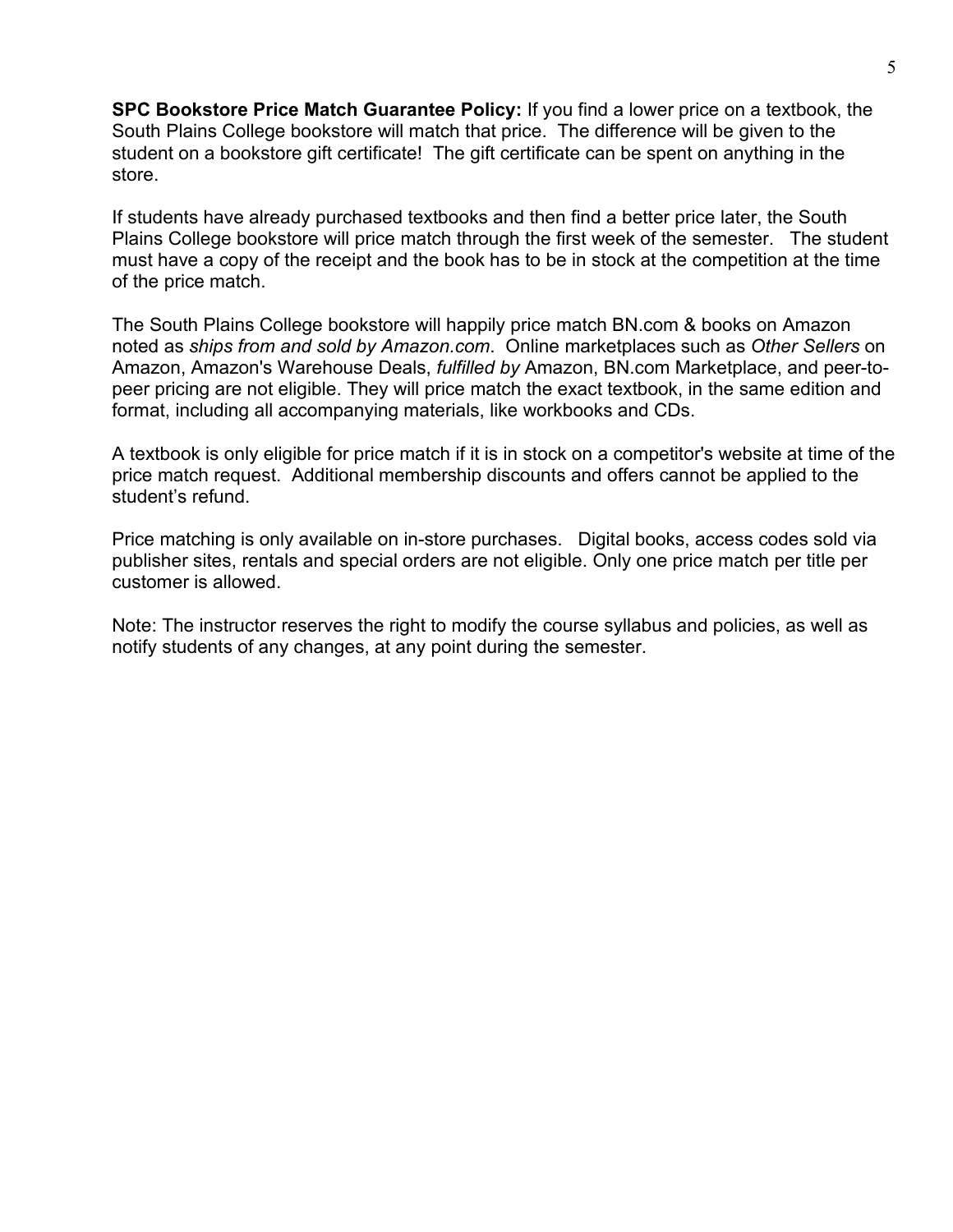**SPC Bookstore Price Match Guarantee Policy:** If you find a lower price on a textbook, the South Plains College bookstore will match that price. The difference will be given to the student on a bookstore gift certificate! The gift certificate can be spent on anything in the store.

If students have already purchased textbooks and then find a better price later, the South Plains College bookstore will price match through the first week of the semester. The student must have a copy of the receipt and the book has to be in stock at the competition at the time of the price match.

The South Plains College bookstore will happily price match BN.com & books on Amazon noted as *ships from and sold by Amazon.com*. Online marketplaces such as *Other Sellers* on Amazon, Amazon's Warehouse Deals, *fulfilled by* Amazon, BN.com Marketplace, and peer-to-peer pricing are not eligible. They will price match the exact textbook, in the same edition and format, including all accompanying materials, like workbooks and CDs.

A textbook is only eligible for price match if it is in stock on a competitor's website at time of the price match request. Additional membership discounts and offers cannot be applied to the student's refund.

Price matching is only available on in-store purchases. Digital books, access codes sold via publisher sites, rentals and special orders are not eligible. Only one price match per title per customer is allowed.

Note: The instructor reserves the right to modify the course syllabus and policies, as well as notify students of any changes, at any point during the semester.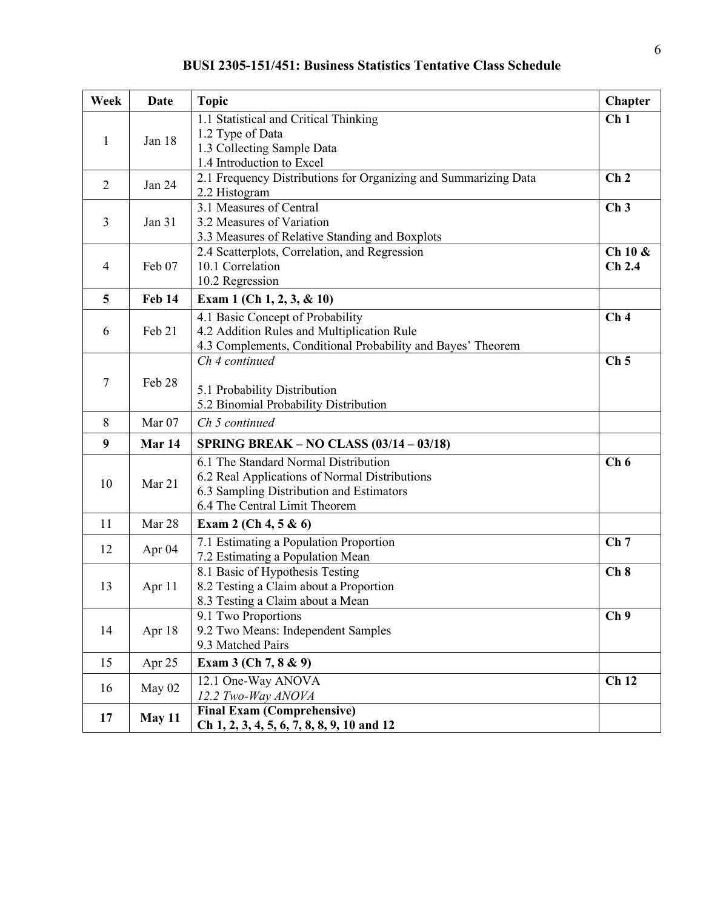## BUSI 2305-151/451: Business Statistics Tentative Class Schedule

| Week | Date | Topic | Chapter |
|---|---|---|---|
| 1 | Jan 18 | 1.1 Statistical and Critical Thinking<br>1.2 Type of Data<br>1.3 Collecting Sample Data<br>1.4 Introduction to Excel | **Ch 1** |
| 2 | Jan 24 | 2.1 Frequency Distributions for Organizing and Summarizing Data<br>2.2 Histogram | **Ch 2** |
| 3 | Jan 31 | 3.1 Measures of Central<br>3.2 Measures of Variation<br>3.3 Measures of Relative Standing and Boxplots | **Ch 3** |
| 4 | Feb 07 | 2.4 Scatterplots, Correlation, and Regression<br>10.1 Correlation<br>10.2 Regression | **Ch 10 & Ch 2.4** |
| **5** | **Feb 14** | **Exam 1 (Ch 1, 2, 3, & 10)** | |
| 6 | Feb 21 | 4.1 Basic Concept of Probability<br>4.2 Addition Rules and Multiplication Rule<br>4.3 Complements, Conditional Probability and Bayes' Theorem | **Ch 4** |
| 7 | Feb 28 | *Ch 4 continued*<br><br>5.1 Probability Distribution<br>5.2 Binomial Probability Distribution | **Ch 5** |
| 8 | Mar 07 | *Ch 5 continued* | |
| **9** | **Mar 14** | **SPRING BREAK – NO CLASS (03/14 – 03/18)** | |
| 10 | Mar 21 | 6.1 The Standard Normal Distribution<br>6.2 Real Applications of Normal Distributions<br>6.3 Sampling Distribution and Estimators<br>6.4 The Central Limit Theorem | **Ch 6** |
| 11 | Mar 28 | **Exam 2 (Ch 4, 5 & 6)** | |
| 12 | Apr 04 | 7.1 Estimating a Population Proportion<br>7.2 Estimating a Population Mean | **Ch 7** |
| 13 | Apr 11 | 8.1 Basic of Hypothesis Testing<br>8.2 Testing a Claim about a Proportion<br>8.3 Testing a Claim about a Mean | **Ch 8** |
| 14 | Apr 18 | 9.1 Two Proportions<br>9.2 Two Means: Independent Samples<br>9.3 Matched Pairs | **Ch 9** |
| 15 | Apr 25 | **Exam 3 (Ch 7, 8 & 9)** | |
| 16 | May 02 | 12.1 One-Way ANOVA<br>*12.2 Two-Way ANOVA* | **Ch 12** |
| **17** | **May 11** | **Final Exam (Comprehensive)<br>Ch 1, 2, 3, 4, 5, 6, 7, 8, 8, 9, 10 and 12** | |